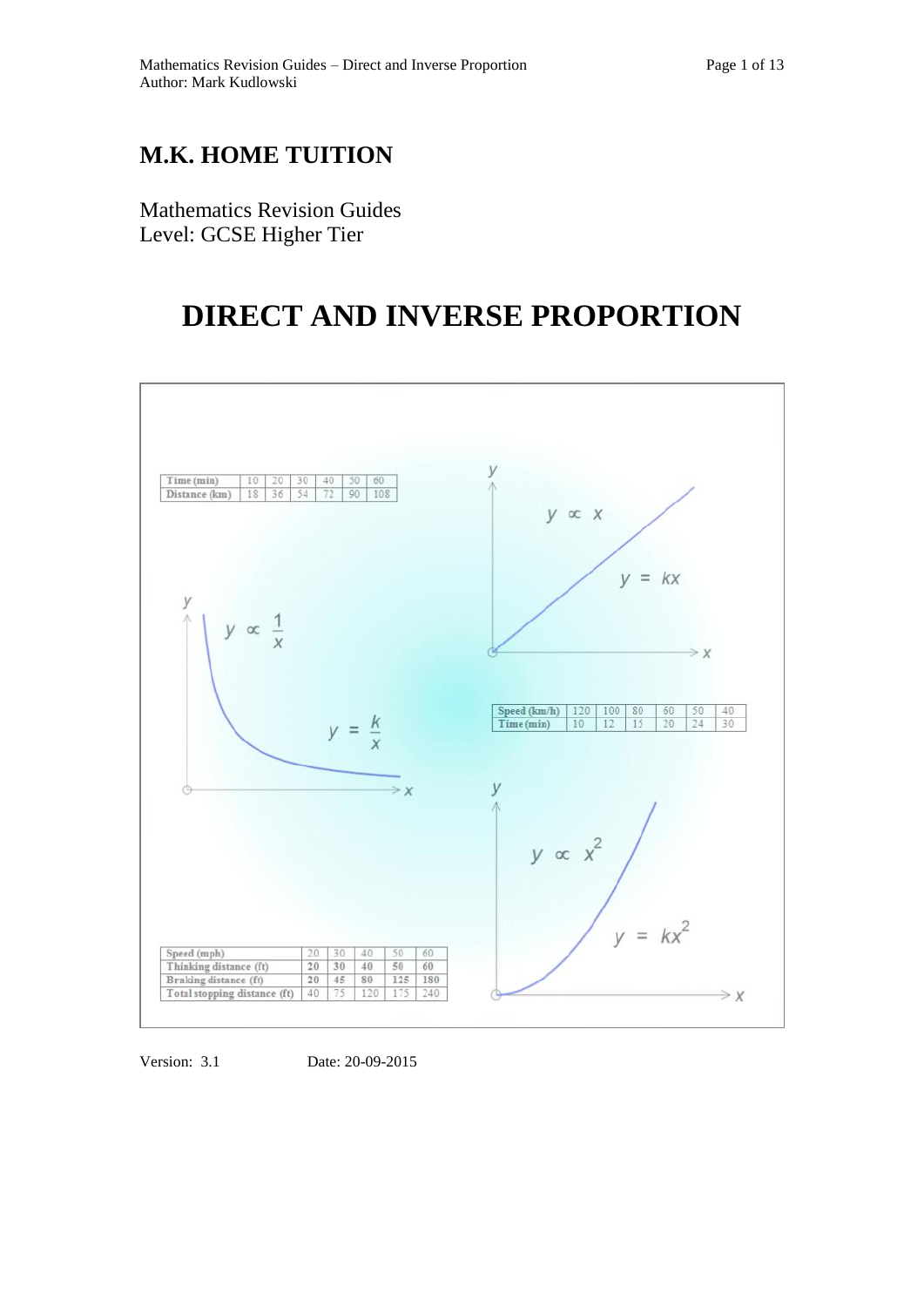# M.K. HOME TUITION

Mathematics Revision Guides
Level: GCSE Higher Tier

# DIRECT AND INVERSE PROPORTION

| Time (min) | 10 | 20 | 30 | 40 | 50 | 60 |
|---|---|---|---|---|---|---|
| Distance (km) | 18 | 36 | 54 | 72 | 90 | 108 |

$y \propto x$

$y = kx$

$y \propto \frac{1}{x}$

$y = \frac{k}{x}$

| Speed (km/h) | 120 | 100 | 80 | 60 | 50 | 40 |
|---|---|---|---|---|---|---|
| Time (min) | 10 | 12 | 15 | 20 | 24 | 30 |

$y \propto x^2$

$y = kx^2$

| Speed (mph) | 20 | 30 | 40 | 50 | 60 |
|---|---|---|---|---|---|
| Thinking distance (ft) | 20 | 30 | 40 | 50 | 60 |
| Braking distance (ft) | 20 | 45 | 80 | 125 | 180 |
| Total stopping distance (ft) | 40 | 75 | 120 | 175 | 240 |

Version: 3.1 Date: 20-09-2015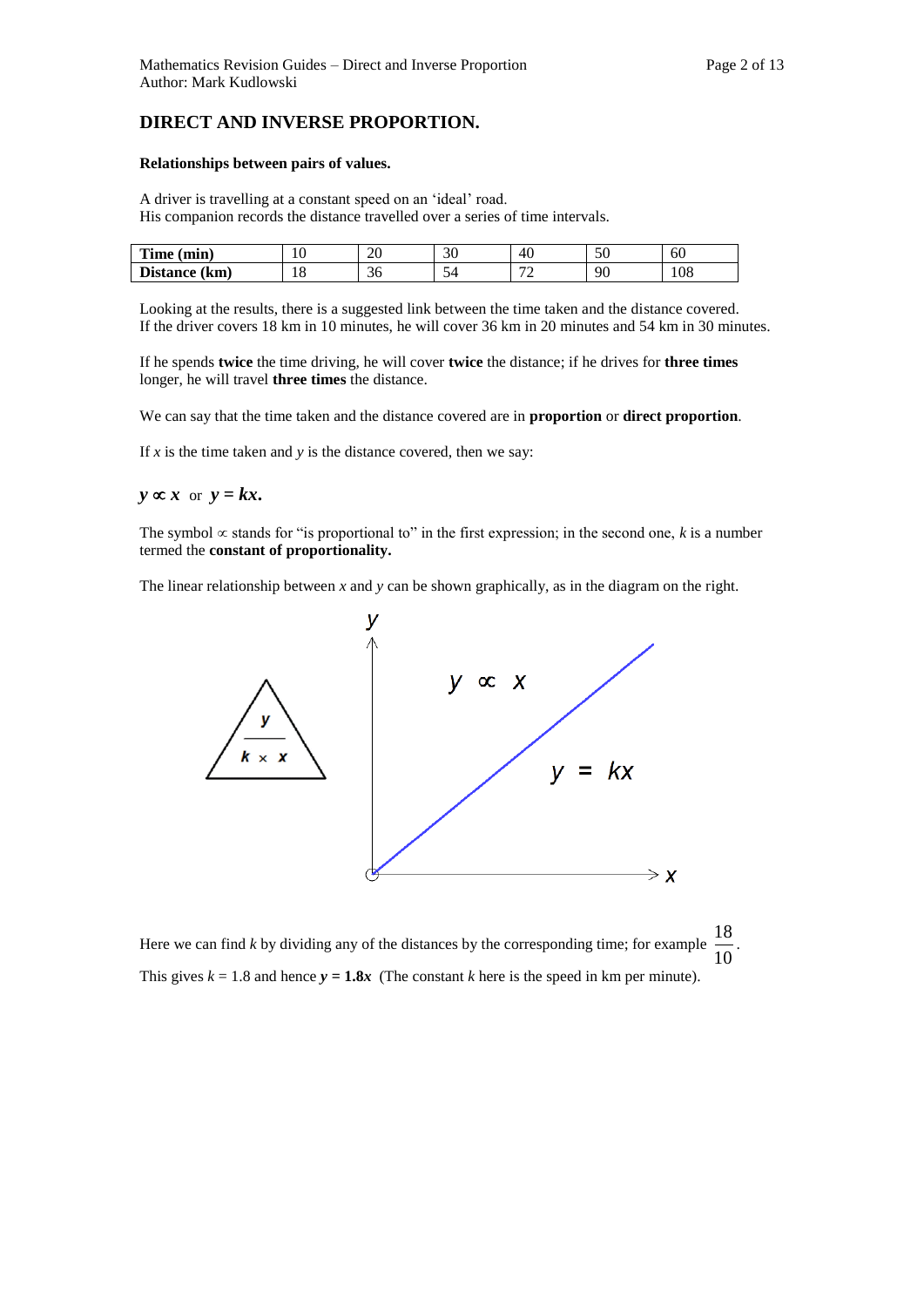## DIRECT AND INVERSE PROPORTION.

**Relationships between pairs of values.**

A driver is travelling at a constant speed on an 'ideal' road.
His companion records the distance travelled over a series of time intervals.

| **Time (min)** | 10 | 20 | 30 | 40 | 50 | 60 |
|---|---|---|---|---|---|---|
| **Distance (km)** | 18 | 36 | 54 | 72 | 90 | 108 |

Looking at the results, there is a suggested link between the time taken and the distance covered.
If the driver covers 18 km in 10 minutes, he will cover 36 km in 20 minutes and 54 km in 30 minutes.

If he spends **twice** the time driving, he will cover **twice** the distance; if he drives for **three times** longer, he will travel **three times** the distance.

We can say that the time taken and the distance covered are in **proportion** or **direct proportion**.

If $x$ is the time taken and $y$ is the distance covered, then we say:

$\boldsymbol{y \propto x}$ or $\boldsymbol{y = kx}$.

The symbol $\propto$ stands for "is proportional to" in the first expression; in the second one, $k$ is a number termed the **constant of proportionality.**

The linear relationship between $x$ and $y$ can be shown graphically, as in the diagram on the right.

Here we can find $k$ by dividing any of the distances by the corresponding time; for example $\frac{18}{10}$.
This gives $k = 1.8$ and hence $\boldsymbol{y = 1.8x}$ (The constant $k$ here is the speed in km per minute).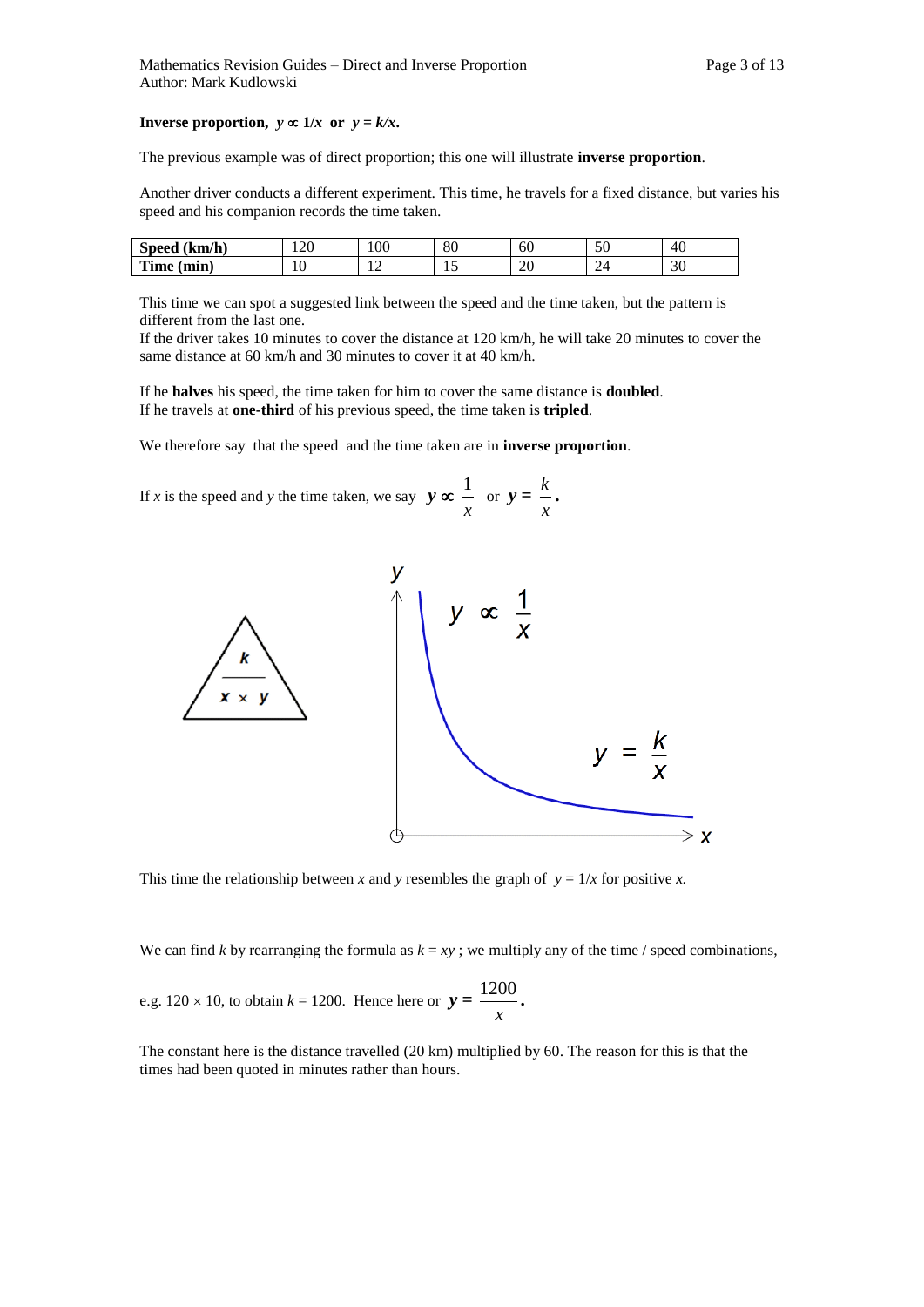**Inverse proportion, $y \propto 1/x$ or $y = k/x$.**

The previous example was of direct proportion; this one will illustrate **inverse proportion**.

Another driver conducts a different experiment. This time, he travels for a fixed distance, but varies his speed and his companion records the time taken.

| **Speed (km/h)** | 120 | 100 | 80 | 60 | 50 | 40 |
|---|---|---|---|---|---|---|
| **Time (min)** | 10 | 12 | 15 | 20 | 24 | 30 |

This time we can spot a suggested link between the speed and the time taken, but the pattern is different from the last one.
If the driver takes 10 minutes to cover the distance at 120 km/h, he will take 20 minutes to cover the same distance at 60 km/h and 30 minutes to cover it at 40 km/h.

If he **halves** his speed, the time taken for him to cover the same distance is **doubled**.
If he travels at **one-third** of his previous speed, the time taken is **tripled**.

We therefore say that the speed and the time taken are in **inverse proportion**.

If $x$ is the speed and $y$ the time taken, we say $y \propto \frac{1}{x}$ or $y = \frac{k}{x}$.

This time the relationship between $x$ and $y$ resembles the graph of $y = 1/x$ for positive $x$.

We can find $k$ by rearranging the formula as $k = xy$ ; we multiply any of the time / speed combinations,

e.g. $120 \times 10$, to obtain $k = 1200$. Hence here or $y = \frac{1200}{x}$.

The constant here is the distance travelled (20 km) multiplied by 60. The reason for this is that the times had been quoted in minutes rather than hours.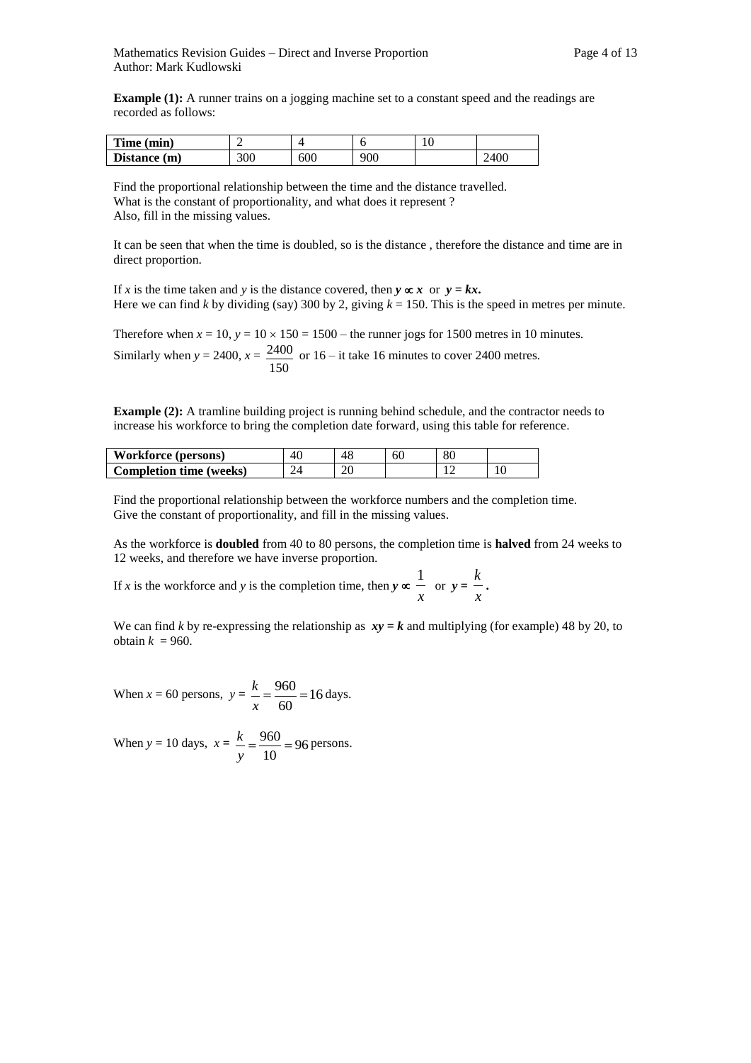**Example (1):** A runner trains on a jogging machine set to a constant speed and the readings are recorded as follows:

| **Time (min)** | 2 | 4 | 6 | 10 | |
|---|---|---|---|---|---|
| **Distance (m)** | 300 | 600 | 900 | | 2400 |

Find the proportional relationship between the time and the distance travelled.
What is the constant of proportionality, and what does it represent ?
Also, fill in the missing values.

It can be seen that when the time is doubled, so is the distance , therefore the distance and time are in direct proportion.

If $x$ is the time taken and $y$ is the distance covered, then $\boldsymbol{y \propto x}$ or $\boldsymbol{y = kx}$.
Here we can find $k$ by dividing (say) 300 by 2, giving $k = 150$. This is the speed in metres per minute.

Therefore when $x = 10$, $y = 10 \times 150 = 1500$ – the runner jogs for 1500 metres in 10 minutes.
Similarly when $y = 2400$, $x = \dfrac{2400}{150}$ or 16 – it take 16 minutes to cover 2400 metres.

**Example (2):** A tramline building project is running behind schedule, and the contractor needs to increase his workforce to bring the completion date forward, using this table for reference.

| **Workforce (persons)** | 40 | 48 | 60 | 80 | |
|---|---|---|---|---|---|
| **Completion time (weeks)** | 24 | 20 | | 12 | 10 |

Find the proportional relationship between the workforce numbers and the completion time.
Give the constant of proportionality, and fill in the missing values.

As the workforce is **doubled** from 40 to 80 persons, the completion time is **halved** from 24 weeks to 12 weeks, and therefore we have inverse proportion.

If $x$ is the workforce and $y$ is the completion time, then $\boldsymbol{y \propto \dfrac{1}{x}}$ or $\boldsymbol{y = \dfrac{k}{x}}$.

We can find $k$ by re-expressing the relationship as $\boldsymbol{xy = k}$ and multiplying (for example) 48 by 20, to obtain $k = 960$.

When $x = 60$ persons, $y = \dfrac{k}{x} = \dfrac{960}{60} = 16$ days.

When $y = 10$ days, $x = \dfrac{k}{y} = \dfrac{960}{10} = 96$ persons.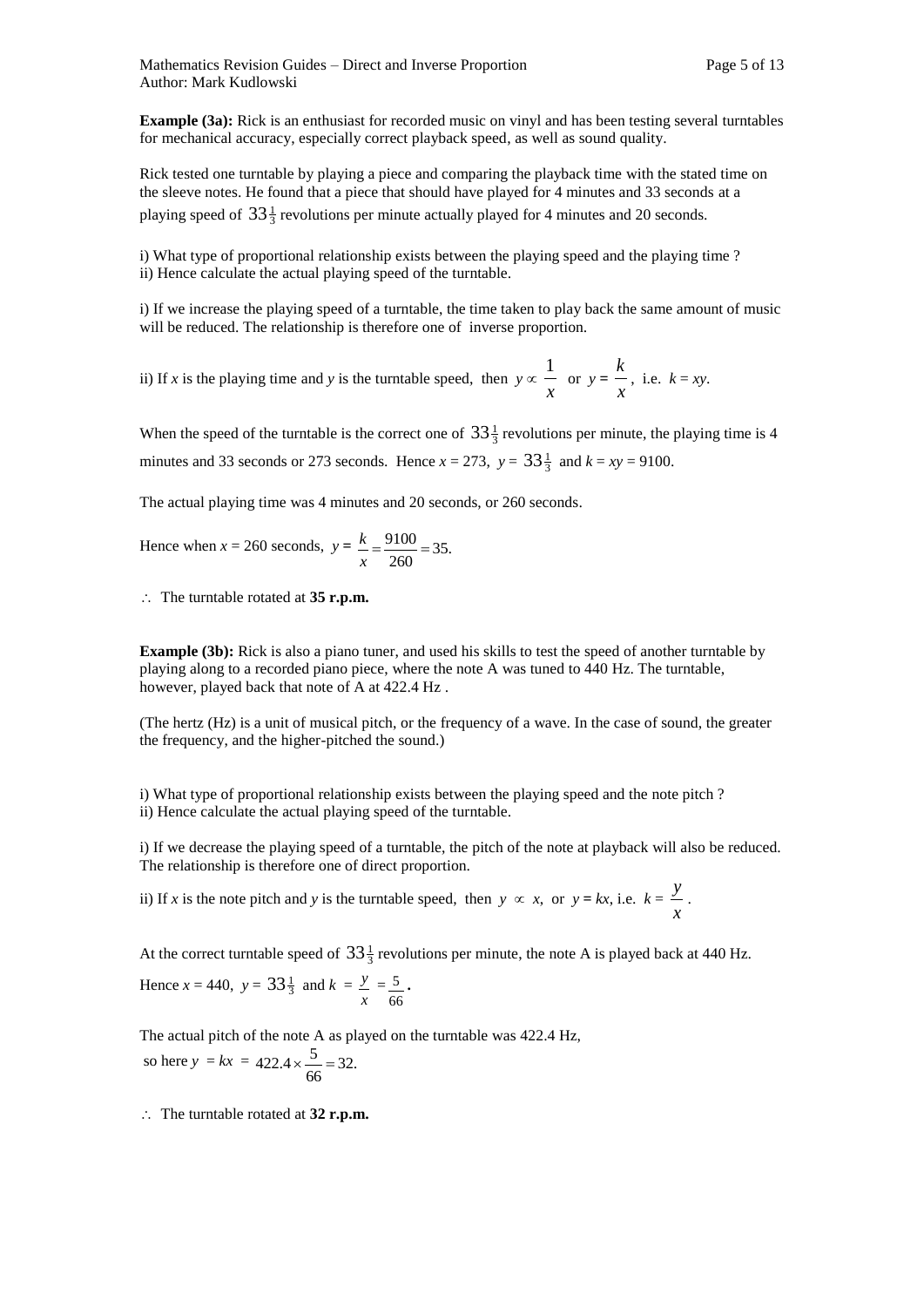**Example (3a):** Rick is an enthusiast for recorded music on vinyl and has been testing several turntables for mechanical accuracy, especially correct playback speed, as well as sound quality.

Rick tested one turntable by playing a piece and comparing the playback time with the stated time on the sleeve notes. He found that a piece that should have played for 4 minutes and 33 seconds at a playing speed of $33\frac{1}{3}$ revolutions per minute actually played for 4 minutes and 20 seconds.

i) What type of proportional relationship exists between the playing speed and the playing time ?
ii) Hence calculate the actual playing speed of the turntable.

i) If we increase the playing speed of a turntable, the time taken to play back the same amount of music will be reduced. The relationship is therefore one of inverse proportion.

ii) If $x$ is the playing time and $y$ is the turntable speed, then $y \propto \frac{1}{x}$ or $y = \frac{k}{x}$, i.e. $k = xy$.

When the speed of the turntable is the correct one of $33\frac{1}{3}$ revolutions per minute, the playing time is 4 minutes and 33 seconds or 273 seconds. Hence $x = 273$, $y = 33\frac{1}{3}$ and $k = xy = 9100$.

The actual playing time was 4 minutes and 20 seconds, or 260 seconds.

Hence when $x = 260$ seconds, $y = \frac{k}{x} = \frac{9100}{260} = 35$.

$\therefore$ The turntable rotated at **35 r.p.m.**

**Example (3b):** Rick is also a piano tuner, and used his skills to test the speed of another turntable by playing along to a recorded piano piece, where the note A was tuned to 440 Hz. The turntable, however, played back that note of A at 422.4 Hz .

(The hertz (Hz) is a unit of musical pitch, or the frequency of a wave. In the case of sound, the greater the frequency, and the higher-pitched the sound.)

i) What type of proportional relationship exists between the playing speed and the note pitch ?
ii) Hence calculate the actual playing speed of the turntable.

i) If we decrease the playing speed of a turntable, the pitch of the note at playback will also be reduced. The relationship is therefore one of direct proportion.

ii) If $x$ is the note pitch and $y$ is the turntable speed, then $y \propto x$, or $y = kx$, i.e. $k = \frac{y}{x}$.

At the correct turntable speed of $33\frac{1}{3}$ revolutions per minute, the note A is played back at 440 Hz.

Hence $x = 440$, $y = 33\frac{1}{3}$ and $k = \frac{y}{x} = \frac{5}{66}$.

The actual pitch of the note A as played on the turntable was 422.4 Hz,
so here $y = kx = 422.4 \times \frac{5}{66} = 32$.

$\therefore$ The turntable rotated at **32 r.p.m.**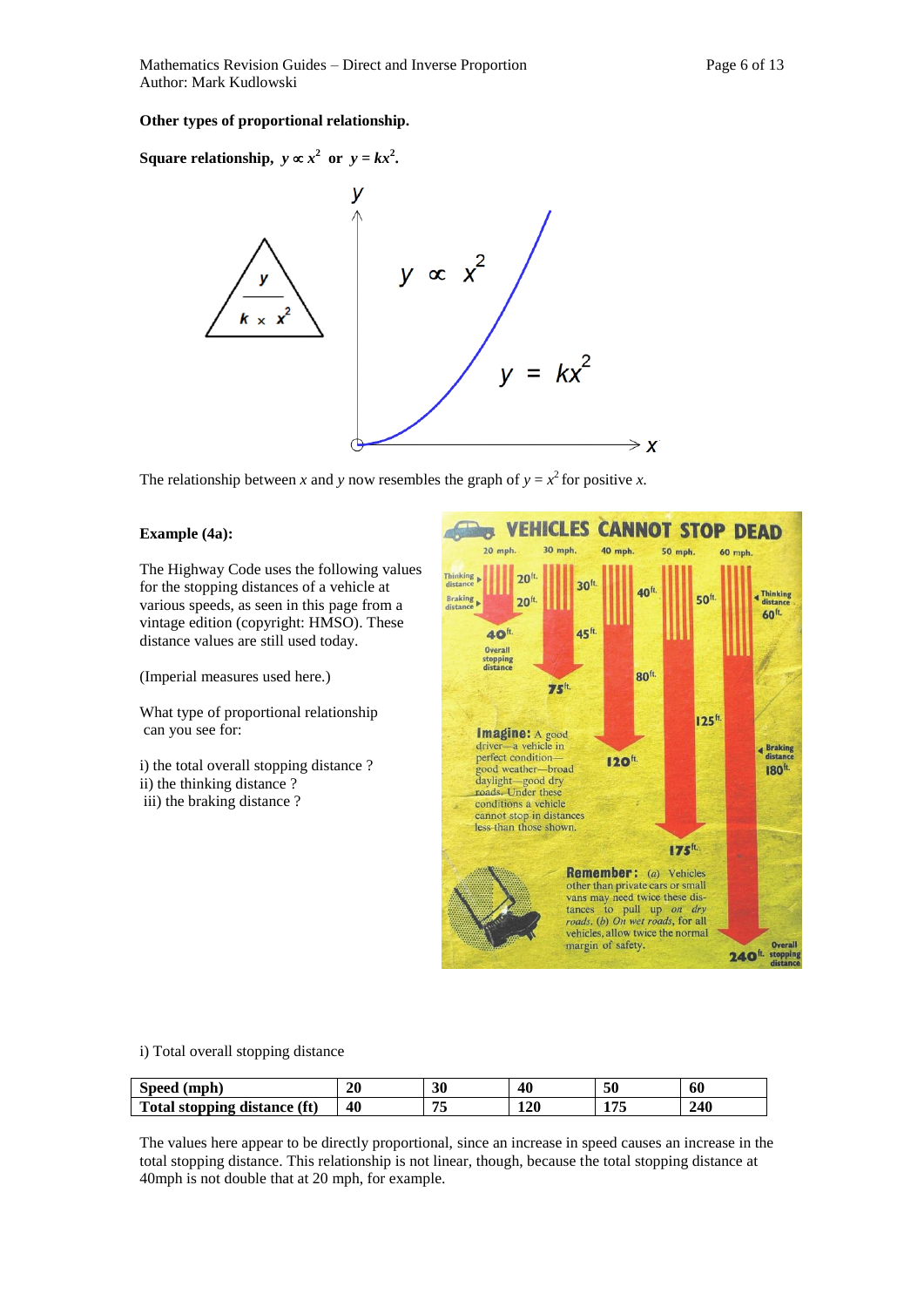**Other types of proportional relationship.**

**Square relationship,** $y \propto x^2$ **or** $y = kx^2$**.**

The relationship between $x$ and $y$ now resembles the graph of $y = x^2$ for positive $x$.

**Example (4a):**

The Highway Code uses the following values for the stopping distances of a vehicle at various speeds, as seen in this page from a vintage edition (copyright: HMSO). These distance values are still used today.

(Imperial measures used here.)

What type of proportional relationship can you see for:

i) the total overall stopping distance ?
ii) the thinking distance ?
iii) the braking distance ?

i) Total overall stopping distance

| Speed (mph) | 20 | 30 | 40 | 50 | 60 |
|---|---|---|---|---|---|
| Total stopping distance (ft) | 40 | 75 | 120 | 175 | 240 |

The values here appear to be directly proportional, since an increase in speed causes an increase in the total stopping distance. This relationship is not linear, though, because the total stopping distance at 40mph is not double that at 20 mph, for example.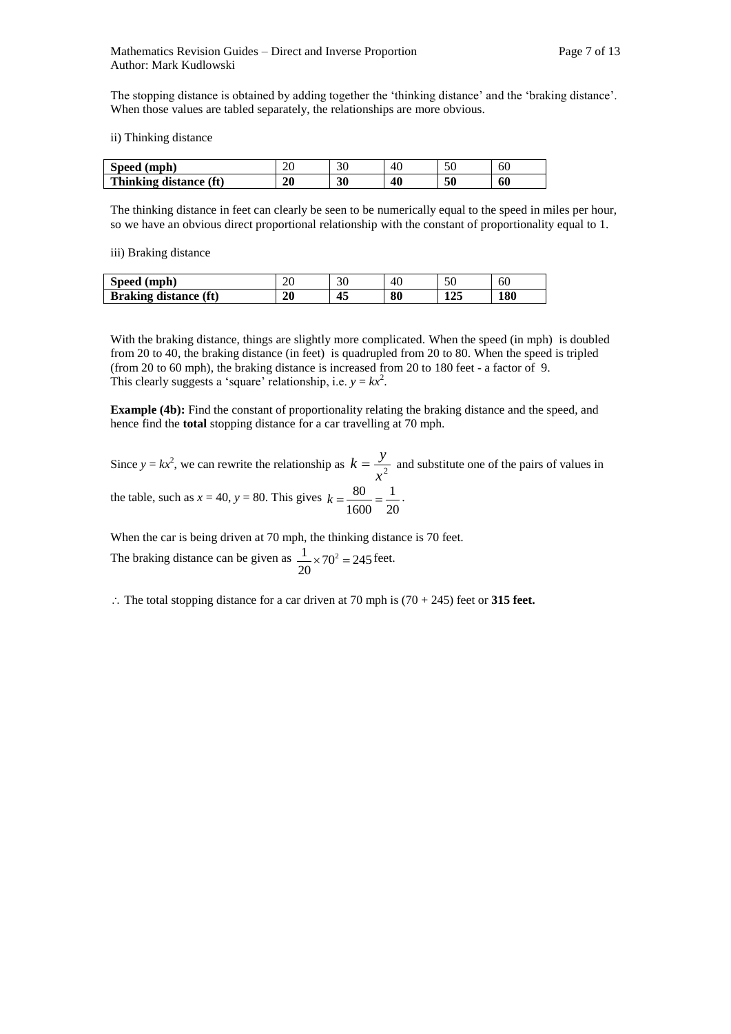The stopping distance is obtained by adding together the 'thinking distance' and the 'braking distance'. When those values are tabled separately, the relationships are more obvious.

ii) Thinking distance

| **Speed (mph)** | 20 | 30 | 40 | 50 | 60 |
|---|---|---|---|---|---|
| **Thinking distance (ft)** | **20** | **30** | **40** | **50** | **60** |

The thinking distance in feet can clearly be seen to be numerically equal to the speed in miles per hour, so we have an obvious direct proportional relationship with the constant of proportionality equal to 1.

iii) Braking distance

| **Speed (mph)** | 20 | 30 | 40 | 50 | 60 |
|---|---|---|---|---|---|
| **Braking distance (ft)** | **20** | **45** | **80** | **125** | **180** |

With the braking distance, things are slightly more complicated. When the speed (in mph) is doubled from 20 to 40, the braking distance (in feet) is quadrupled from 20 to 80. When the speed is tripled (from 20 to 60 mph), the braking distance is increased from 20 to 180 feet - a factor of 9. This clearly suggests a 'square' relationship, i.e. $y = kx^2$.

**Example (4b):** Find the constant of proportionality relating the braking distance and the speed, and hence find the **total** stopping distance for a car travelling at 70 mph.

Since $y = kx^2$, we can rewrite the relationship as $k = \frac{y}{x^2}$ and substitute one of the pairs of values in the table, such as $x = 40$, $y = 80$. This gives $k = \frac{80}{1600} = \frac{1}{20}$.

When the car is being driven at 70 mph, the thinking distance is 70 feet.
The braking distance can be given as $\frac{1}{20} \times 70^2 = 245$ feet.

$\therefore$ The total stopping distance for a car driven at 70 mph is (70 + 245) feet or **315 feet.**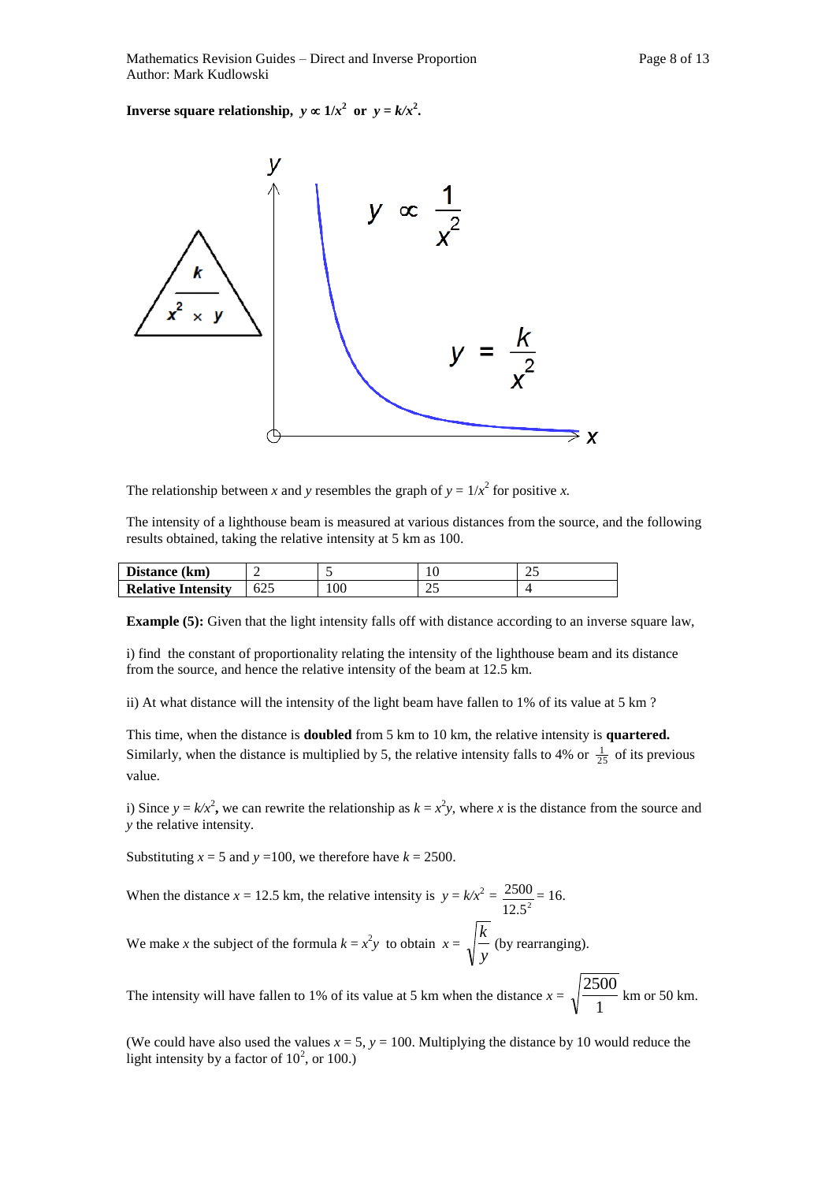**Inverse square relationship, $y \propto 1/x^2$ or $y = k/x^2$.**

The relationship between $x$ and $y$ resembles the graph of $y = 1/x^2$ for positive $x$.

The intensity of a lighthouse beam is measured at various distances from the source, and the following results obtained, taking the relative intensity at 5 km as 100.

| Distance (km) | 2 | 5 | 10 | 25 |
|---|---|---|---|---|
| Relative Intensity | 625 | 100 | 25 | 4 |

**Example (5):** Given that the light intensity falls off with distance according to an inverse square law,

i) find the constant of proportionality relating the intensity of the lighthouse beam and its distance from the source, and hence the relative intensity of the beam at 12.5 km.

ii) At what distance will the intensity of the light beam have fallen to 1% of its value at 5 km ?

This time, when the distance is **doubled** from 5 km to 10 km, the relative intensity is **quartered.** Similarly, when the distance is multiplied by 5, the relative intensity falls to 4% or $\frac{1}{25}$ of its previous value.

i) Since $y = k/x^2$, we can rewrite the relationship as $k = x^2y$, where $x$ is the distance from the source and $y$ the relative intensity.

Substituting $x = 5$ and $y = 100$, we therefore have $k = 2500$.

When the distance $x = 12.5$ km, the relative intensity is $y = k/x^2 = \frac{2500}{12.5^2} = 16$.

We make $x$ the subject of the formula $k = x^2y$ to obtain $x = \sqrt{\frac{k}{y}}$ (by rearranging).

The intensity will have fallen to 1% of its value at 5 km when the distance $x = \sqrt{\frac{2500}{1}}$ km or 50 km.

(We could have also used the values $x = 5$, $y = 100$. Multiplying the distance by 10 would reduce the light intensity by a factor of $10^2$, or 100.)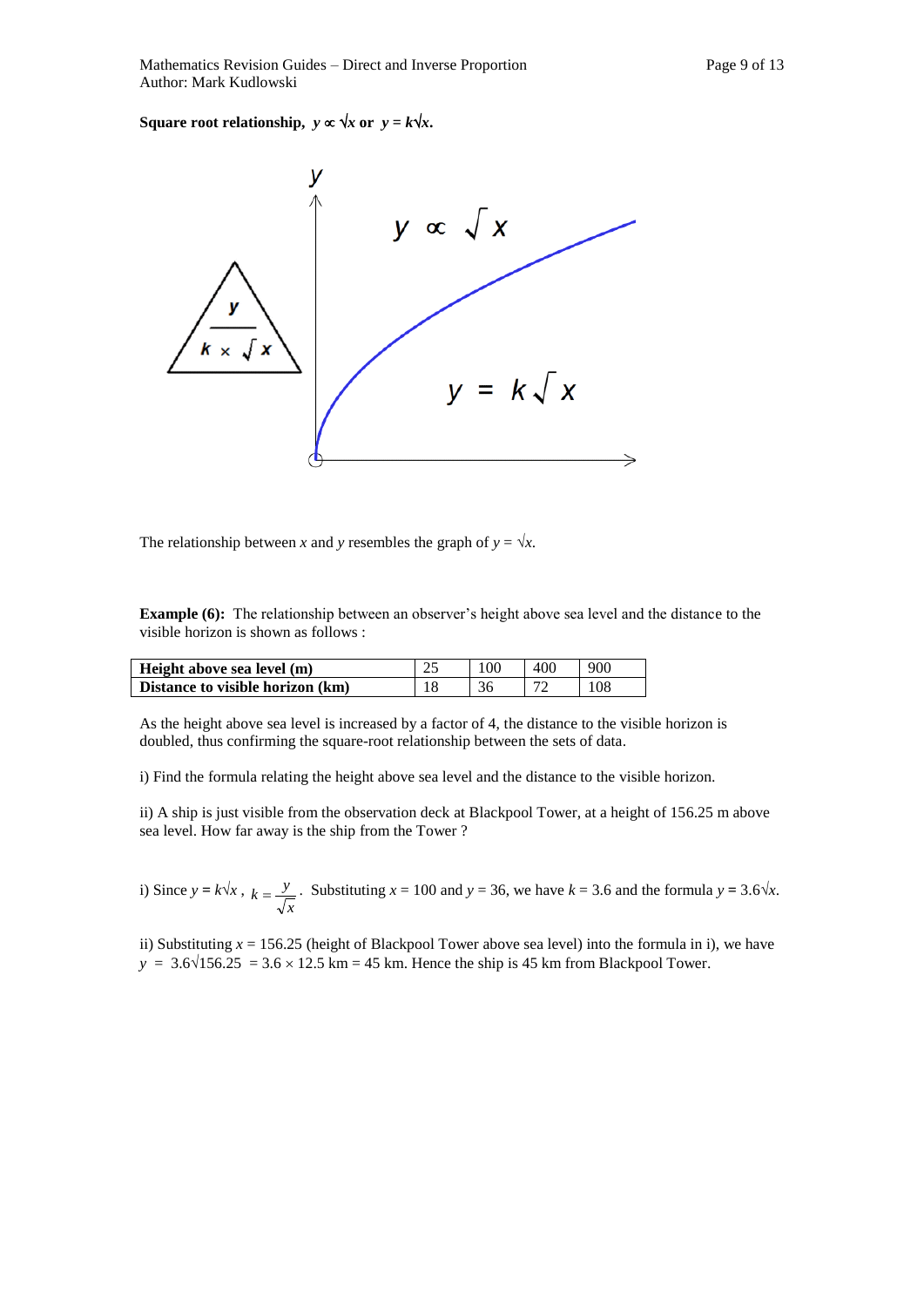**Square root relationship, $y \propto \sqrt{x}$ or $y = k\sqrt{x}$.**

The relationship between $x$ and $y$ resembles the graph of $y = \sqrt{x}$.

**Example (6):** The relationship between an observer's height above sea level and the distance to the visible horizon is shown as follows :

| **Height above sea level (m)** | 25 | 100 | 400 | 900 |
|---|---|---|---|---|
| **Distance to visible horizon (km)** | 18 | 36 | 72 | 108 |

As the height above sea level is increased by a factor of 4, the distance to the visible horizon is doubled, thus confirming the square-root relationship between the sets of data.

i) Find the formula relating the height above sea level and the distance to the visible horizon.

ii) A ship is just visible from the observation deck at Blackpool Tower, at a height of 156.25 m above sea level. How far away is the ship from the Tower ?

i) Since $y = k\sqrt{x}$ , $k = \frac{y}{\sqrt{x}}$. Substituting $x = 100$ and $y = 36$, we have $k = 3.6$ and the formula $y = 3.6\sqrt{x}$.

ii) Substituting $x = 156.25$ (height of Blackpool Tower above sea level) into the formula in i), we have $y = 3.6\sqrt{156.25} = 3.6 \times 12.5$ km $= 45$ km. Hence the ship is 45 km from Blackpool Tower.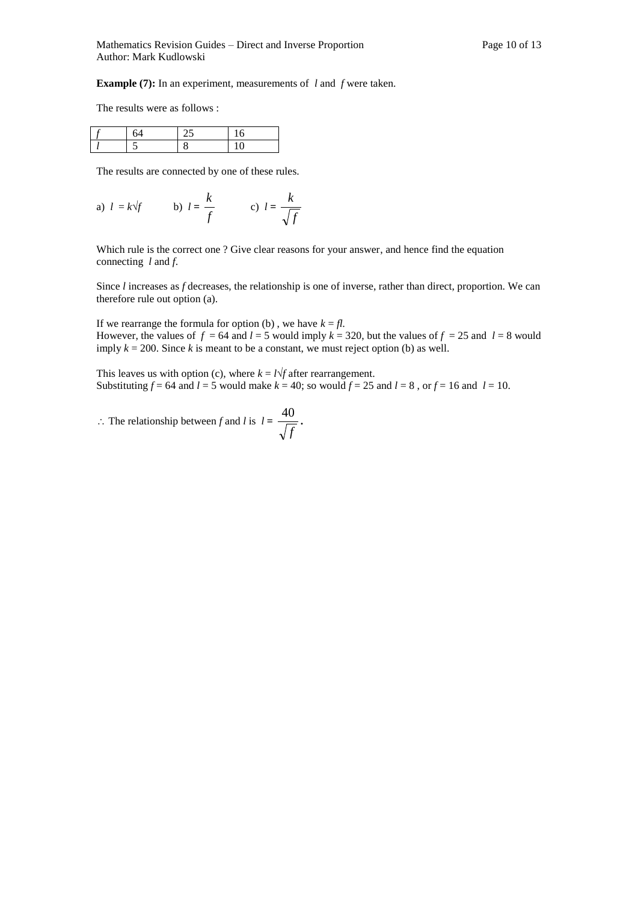**Example (7):** In an experiment, measurements of $l$ and $f$ were taken.

The results were as follows :

| $f$ | 64 | 25 | 16 |
|---|---|---|---|
| $l$ | 5 | 8 | 10 |

The results are connected by one of these rules.

a) $l = k\sqrt{f}$ b) $l = \frac{k}{f}$ c) $l = \frac{k}{\sqrt{f}}$

Which rule is the correct one ? Give clear reasons for your answer, and hence find the equation connecting $l$ and $f$.

Since $l$ increases as $f$ decreases, the relationship is one of inverse, rather than direct, proportion. We can therefore rule out option (a).

If we rearrange the formula for option (b) , we have $k = fl$.
However, the values of $f = 64$ and $l = 5$ would imply $k = 320$, but the values of $f = 25$ and $l = 8$ would imply $k = 200$. Since $k$ is meant to be a constant, we must reject option (b) as well.

This leaves us with option (c), where $k = l\sqrt{f}$ after rearrangement.
Substituting $f = 64$ and $l = 5$ would make $k = 40$; so would $f = 25$ and $l = 8$ , or $f = 16$ and $l = 10$.

$\therefore$ The relationship between $f$ and $l$ is $l = \frac{40}{\sqrt{f}}$.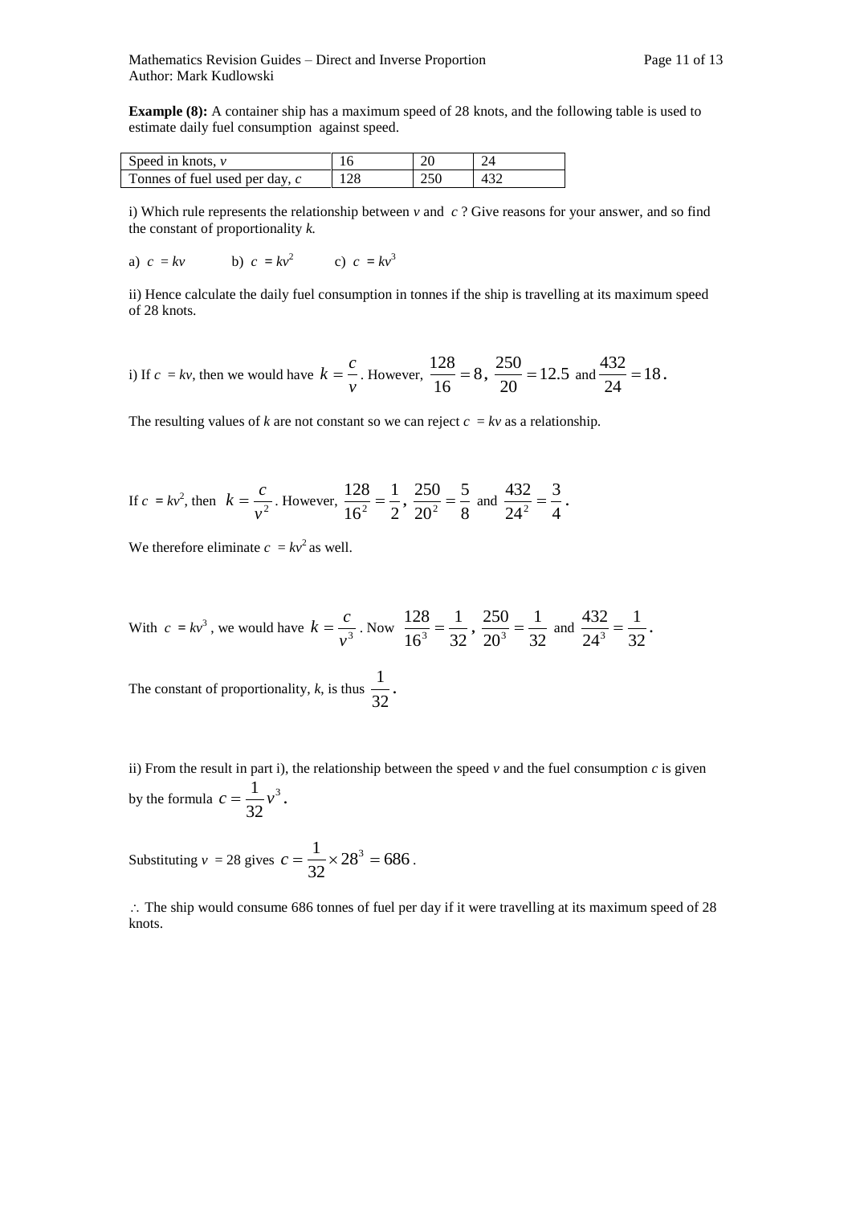**Example (8):** A container ship has a maximum speed of 28 knots, and the following table is used to estimate daily fuel consumption against speed.

| Speed in knots, $v$ | 16 | 20 | 24 |
|---|---|---|---|
| Tonnes of fuel used per day, $c$ | 128 | 250 | 432 |

i) Which rule represents the relationship between $v$ and $c$ ? Give reasons for your answer, and so find the constant of proportionality $k$.

a) $c = kv$  b) $c = kv^2$  c) $c = kv^3$

ii) Hence calculate the daily fuel consumption in tonnes if the ship is travelling at its maximum speed of 28 knots.

i) If $c = kv$, then we would have $k = \frac{c}{v}$. However, $\frac{128}{16} = 8$, $\frac{250}{20} = 12.5$ and $\frac{432}{24} = 18$.

The resulting values of $k$ are not constant so we can reject $c = kv$ as a relationship.

If $c = kv^2$, then $k = \frac{c}{v^2}$. However, $\frac{128}{16^2} = \frac{1}{2}$, $\frac{250}{20^2} = \frac{5}{8}$ and $\frac{432}{24^2} = \frac{3}{4}$.

We therefore eliminate $c = kv^2$ as well.

With $c = kv^3$, we would have $k = \frac{c}{v^3}$. Now $\frac{128}{16^3} = \frac{1}{32}$, $\frac{250}{20^3} = \frac{1}{32}$ and $\frac{432}{24^3} = \frac{1}{32}$.

The constant of proportionality, $k$, is thus $\frac{1}{32}$.

ii) From the result in part i), the relationship between the speed $v$ and the fuel consumption $c$ is given by the formula $c = \frac{1}{32}v^3$.

Substituting $v = 28$ gives $c = \frac{1}{32} \times 28^3 = 686$.

$\therefore$ The ship would consume 686 tonnes of fuel per day if it were travelling at its maximum speed of 28 knots.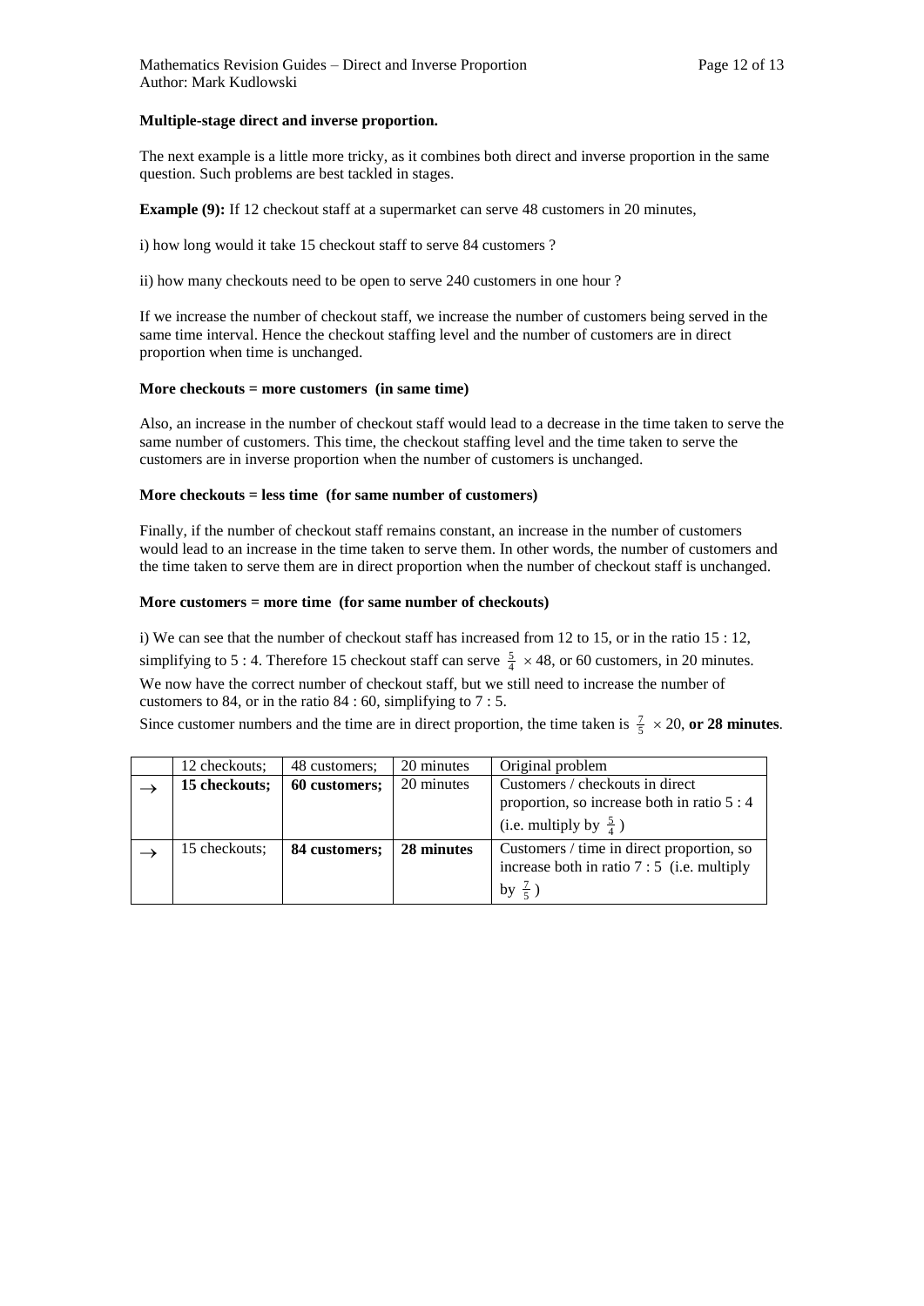**Multiple-stage direct and inverse proportion.**

The next example is a little more tricky, as it combines both direct and inverse proportion in the same question. Such problems are best tackled in stages.

**Example (9):** If 12 checkout staff at a supermarket can serve 48 customers in 20 minutes,

i) how long would it take 15 checkout staff to serve 84 customers ?

ii) how many checkouts need to be open to serve 240 customers in one hour ?

If we increase the number of checkout staff, we increase the number of customers being served in the same time interval. Hence the checkout staffing level and the number of customers are in direct proportion when time is unchanged.

**More checkouts = more customers (in same time)**

Also, an increase in the number of checkout staff would lead to a decrease in the time taken to serve the same number of customers. This time, the checkout staffing level and the time taken to serve the customers are in inverse proportion when the number of customers is unchanged.

**More checkouts = less time (for same number of customers)**

Finally, if the number of checkout staff remains constant, an increase in the number of customers would lead to an increase in the time taken to serve them. In other words, the number of customers and the time taken to serve them are in direct proportion when the number of checkout staff is unchanged.

**More customers = more time (for same number of checkouts)**

i) We can see that the number of checkout staff has increased from 12 to 15, or in the ratio 15 : 12, simplifying to 5 : 4. Therefore 15 checkout staff can serve $\frac{5}{4} \times 48$, or 60 customers, in 20 minutes.

We now have the correct number of checkout staff, but we still need to increase the number of customers to 84, or in the ratio 84 : 60, simplifying to 7 : 5.

Since customer numbers and the time are in direct proportion, the time taken is $\frac{7}{5} \times 20$, **or 28 minutes**.

| | | | | |
|---|---|---|---|---|
| | 12 checkouts; | 48 customers; | 20 minutes | Original problem |
| $\rightarrow$ | **15 checkouts;** | **60 customers;** | 20 minutes | Customers / checkouts in direct proportion, so increase both in ratio 5 : 4 (i.e. multiply by $\frac{5}{4}$ ) |
| $\rightarrow$ | 15 checkouts; | **84 customers;** | **28 minutes** | Customers / time in direct proportion, so increase both in ratio 7 : 5 (i.e. multiply by $\frac{7}{5}$ ) |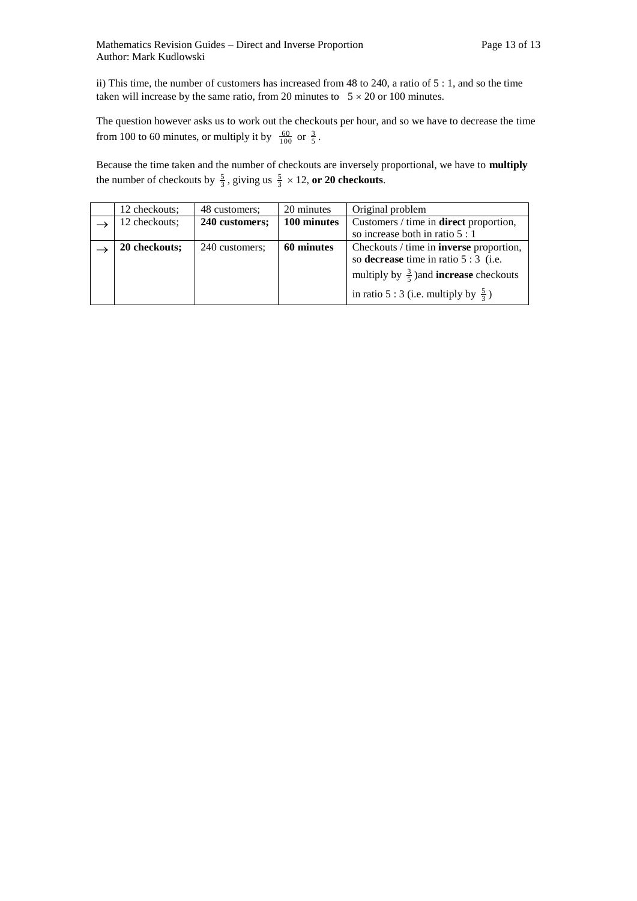ii) This time, the number of customers has increased from 48 to 240, a ratio of 5 : 1, and so the time taken will increase by the same ratio, from 20 minutes to $5 \times 20$ or 100 minutes.

The question however asks us to work out the checkouts per hour, and so we have to decrease the time from 100 to 60 minutes, or multiply it by $\frac{60}{100}$ or $\frac{3}{5}$.

Because the time taken and the number of checkouts are inversely proportional, we have to **multiply** the number of checkouts by $\frac{5}{3}$, giving us $\frac{5}{3} \times 12$, **or 20 checkouts**.

| | | | | |
|---|---|---|---|---|
| | 12 checkouts; | 48 customers; | 20 minutes | Original problem |
| $\rightarrow$ | 12 checkouts; | **240 customers;** | **100 minutes** | Customers / time in **direct** proportion, so increase both in ratio 5 : 1 |
| $\rightarrow$ | **20 checkouts;** | 240 customers; | **60 minutes** | Checkouts / time in **inverse** proportion, so **decrease** time in ratio 5 : 3 (i.e. multiply by $\frac{3}{5}$) and **increase** checkouts in ratio 5 : 3 (i.e. multiply by $\frac{5}{3}$) |